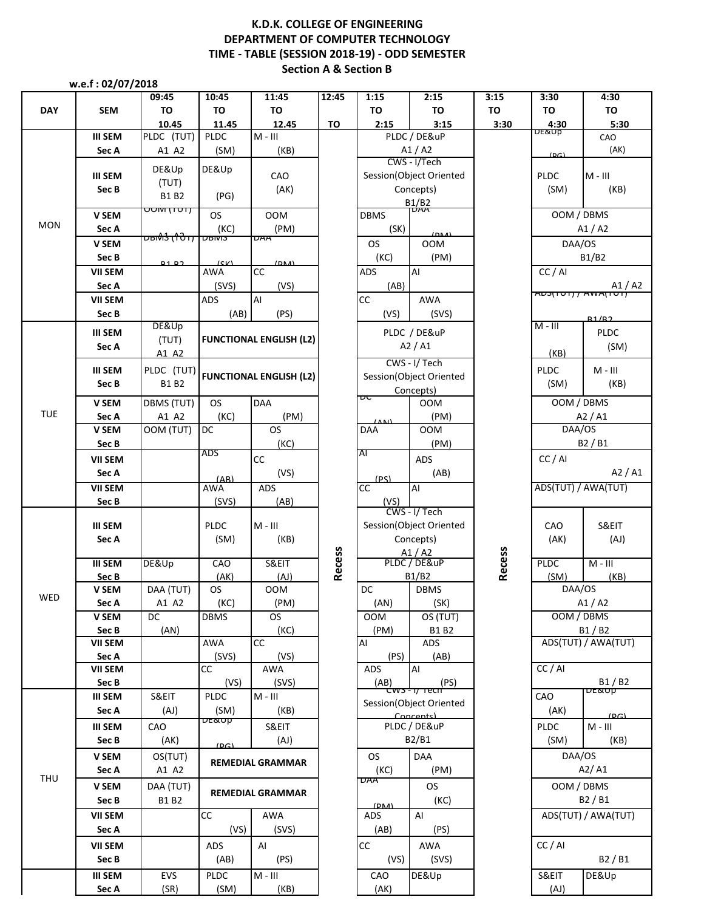# K.D.K. COLLEGE OF ENGINEERING

## DEPARTMENT OF COMPUTER TECHNOLOGY

### TIME - TABLE (SESSION 2018-19) - ODD SEMESTER

### Section A & Section B

**w.e.f : 02/07/2018**

| DAY | SEM | 09:45 TO 10.45 | 10:45 TO 11.45 | 11:45 TO 12.45 | 12:45 TO | 1:15 TO 2:15 | 2:15 TO 3:15 | 3:15 TO 3:30 | 3:30 TO 4:30 | 4:30 TO 5:30 |
|---|---|---|---|---|---|---|---|---|---|---|
| MON | III SEM Sec A | PLDC (TUT) A1 A2 | PLDC (SM) | M - III (KB) | Recess | PLDC / DE&uP A1 / A2 | | Recess | DE&Up (PG) | CAO (AK) |
| | III SEM Sec B | DE&Up (TUT) B1 B2 | DE&Up (PG) | CAO (AK) | | CWS - I/Tech Session(Object Oriented Concepts) B1/B2 | | | PLDC (SM) | M - III (KB) |
| | V SEM Sec A | OOM (TUT) A1 A2 | OS (KC) | OOM (PM) | | DBMS (SK) | DAA (PM) | | OOM / DBMS A1 / A2 | |
| | V SEM Sec B | DBMS (TUT) B1 B2 | DBMS (SK) | DAA (PM) | | OS (KC) | OOM (PM) | | DAA/OS B1/B2 | |
| | VII SEM Sec A | | AWA (SVS) | CC (VS) | | ADS (AB) | AI | | CC / AI A1 / A2 | |
| | VII SEM Sec B | | ADS (AB) | AI (PS) | | CC (VS) | AWA (SVS) | | ADS(TUT) / AWA(TUT) B1/B2 | |
| TUE | III SEM Sec A | DE&Up (TUT) A1 A2 | FUNCTIONAL ENGLISH (L2) | | | PLDC / DE&uP A2 / A1 | | | M - III (KB) | PLDC (SM) |
| | III SEM Sec B | PLDC (TUT) B1 B2 | FUNCTIONAL ENGLISH (L2) | | | CWS - I/ Tech Session(Object Oriented Concepts) | | | PLDC (SM) | M - III (KB) |
| | V SEM Sec A | DBMS (TUT) A1 A2 | OS (KC) | DAA (PM) | | DC (AN) | OOM (PM) | | OOM / DBMS A2 / A1 | |
| | V SEM Sec B | OOM (TUT) | DC | OS (KC) | | DAA | OOM (PM) | | DAA/OS B2 / B1 | |
| | VII SEM Sec A | | ADS (AB) | CC (VS) | | AI (PS) | ADS (AB) | | CC / AI A2 / A1 | |
| | VII SEM Sec B | | AWA (SVS) | ADS (AB) | | CC (VS) | AI | | ADS(TUT) / AWA(TUT) | |
| WED | III SEM Sec A | | PLDC (SM) | M - III (KB) | | CWS - I/ Tech Session(Object Oriented Concepts) A1 / A2 | | | CAO (AK) | S&EIT (AJ) |
| | III SEM Sec B | DE&Up | CAO (AK) | S&EIT (AJ) | | PLDC / DE&uP B1/B2 | | | PLDC (SM) | M - III (KB) |
| | V SEM Sec A | DAA (TUT) A1 A2 | OS (KC) | OOM (PM) | | DC (AN) | DBMS (SK) | | DAA/OS A1 / A2 | |
| | V SEM Sec B | DC (AN) | DBMS | OS (KC) | | OOM (PM) | OS (TUT) B1 B2 | | OOM / DBMS B1 / B2 | |
| | VII SEM Sec A | | AWA (SVS) | CC (VS) | | AI (PS) | ADS (AB) | | ADS(TUT) / AWA(TUT) | |
| | VII SEM Sec B | | CC (VS) | AWA (SVS) | | ADS (AB) | AI (PS) | | CC / AI B1 / B2 | |
| THU | III SEM Sec A | S&EIT (AJ) | PLDC (SM) | M - III (KB) | | CWS - I/ Tech Session(Object Oriented Concepts) | | | CAO (AK) | DE&Up (PG) |
| | III SEM Sec B | CAO (AK) | DE&Up (PG) | S&EIT (AJ) | | PLDC / DE&uP B2/B1 | | | PLDC (SM) | M - III (KB) |
| | V SEM Sec A | OS(TUT) A1 A2 | REMEDIAL GRAMMAR | | | OS (KC) | DAA (PM) | | DAA/OS A2/ A1 | |
| | V SEM Sec B | DAA (TUT) B1 B2 | REMEDIAL GRAMMAR | | | DAA (PM) | OS (KC) | | OOM / DBMS B2 / B1 | |
| | VII SEM Sec A | | CC (VS) | AWA (SVS) | | ADS (AB) | AI (PS) | | ADS(TUT) / AWA(TUT) | |
| | VII SEM Sec B | | ADS (AB) | AI (PS) | | CC (VS) | AWA (SVS) | | CC / AI B2 / B1 | |
| | III SEM Sec A | EVS (SR) | PLDC (SM) | M - III (KB) | | CAO (AK) | DE&Up | | S&EIT (AJ) | DE&Up |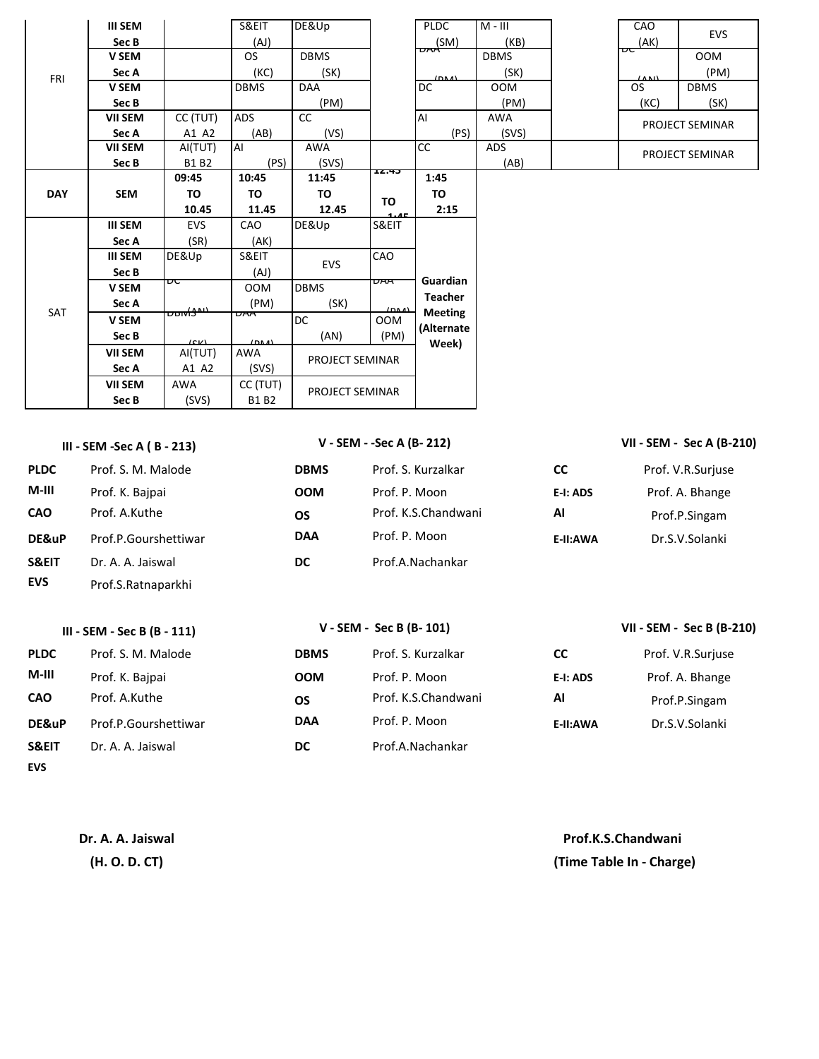| | | | | | | | | | | | |
|---|---|---|---|---|---|---|---|---|---|---|---|
| FRI | III SEM Sec B | | S&EIT (AJ) | DE&Up | | PLDC (SM) | M - III (KB) | | | CAO (AK) | EVS |
| | V SEM Sec A | | OS (KC) | DBMS (SK) | | DAA (PM) | DBMS (SK) | | | DC (AN) | OOM (PM) |
| | V SEM Sec B | | DBMS | DAA (PM) | | DC | OOM (PM) | | | OS (KC) | DBMS (SK) |
| | VII SEM Sec A | CC (TUT) A1 A2 | ADS (AB) | CC (VS) | | AI (PS) | AWA (SVS) | | | PROJECT SEMINAR | |
| | VII SEM Sec B | AI(TUT) B1 B2 | AI (PS) | AWA (SVS) | | CC | ADS (AB) | | | PROJECT SEMINAR | |

| DAY | SEM | 09:45 TO 10.45 | 10:45 TO 11.45 | 11:45 TO 12.45 | 12.45 TO 1.45 | 1:45 TO 2:15 |
|---|---|---|---|---|---|---|
| SAT | III SEM Sec A | EVS (SR) | CAO (AK) | DE&Up | S&EIT | Guardian Teacher Meeting (Alternate Week) |
| | III SEM Sec B | DE&Up | S&EIT (AJ) | EVS | CAO | |
| | V SEM Sec A | DC (AN) | OOM (PM) | DBMS (SK) | DAA (PM) | |
| | V SEM Sec B | DBMS (SK) | DAA (PM) | DC (AN) | OOM (PM) | |
| | VII SEM Sec A | AI(TUT) A1 A2 | AWA (SVS) | PROJECT SEMINAR | | |
| | VII SEM Sec B | AWA (SVS) | CC (TUT) B1 B2 | PROJECT SEMINAR | | |

**III - SEM -Sec A ( B - 213)**

| | |
|---|---|
| **PLDC** | Prof. S. M. Malode |
| **M-III** | Prof. K. Bajpai |
| **CAO** | Prof. A.Kuthe |
| **DE&uP** | Prof.P.Gourshettiwar |
| **S&EIT** | Dr. A. A. Jaiswal |
| **EVS** | Prof.S.Ratnaparkhi |

**V - SEM - -Sec A (B- 212)**

| | |
|---|---|
| **DBMS** | Prof. S. Kurzalkar |
| **OOM** | Prof. P. Moon |
| **OS** | Prof. K.S.Chandwani |
| **DAA** | Prof. P. Moon |
| **DC** | Prof.A.Nachankar |

**VII - SEM - Sec A (B-210)**

| | |
|---|---|
| **CC** | Prof. V.R.Surjuse |
| **E-I: ADS** | Prof. A. Bhange |
| **AI** | Prof.P.Singam |
| **E-II:AWA** | Dr.S.V.Solanki |

**III - SEM - Sec B (B - 111)**

| | |
|---|---|
| **PLDC** | Prof. S. M. Malode |
| **M-III** | Prof. K. Bajpai |
| **CAO** | Prof. A.Kuthe |
| **DE&uP** | Prof.P.Gourshettiwar |
| **S&EIT** | Dr. A. A. Jaiswal |
| **EVS** | |

**V - SEM - Sec B (B- 101)**

| | |
|---|---|
| **DBMS** | Prof. S. Kurzalkar |
| **OOM** | Prof. P. Moon |
| **OS** | Prof. K.S.Chandwani |
| **DAA** | Prof. P. Moon |
| **DC** | Prof.A.Nachankar |

**VII - SEM - Sec B (B-210)**

| | |
|---|---|
| **CC** | Prof. V.R.Surjuse |
| **E-I: ADS** | Prof. A. Bhange |
| **AI** | Prof.P.Singam |
| **E-II:AWA** | Dr.S.V.Solanki |

**Dr. A. A. Jaiswal**
**(H. O. D. CT)**

**Prof.K.S.Chandwani**
**(Time Table In - Charge)**